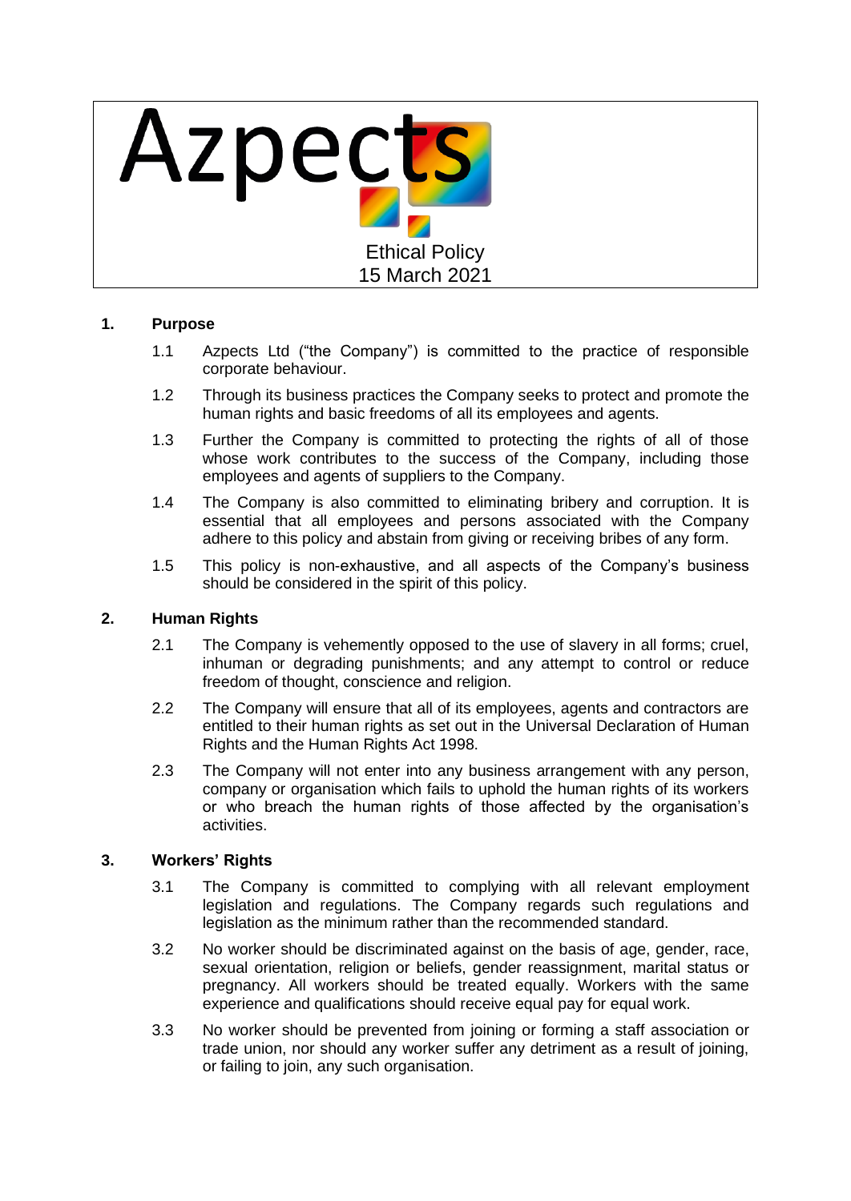Azpects

Ethical Policy
15 March 2021

## 1. Purpose

1.1 Azpects Ltd ("the Company") is committed to the practice of responsible corporate behaviour.

1.2 Through its business practices the Company seeks to protect and promote the human rights and basic freedoms of all its employees and agents.

1.3 Further the Company is committed to protecting the rights of all of those whose work contributes to the success of the Company, including those employees and agents of suppliers to the Company.

1.4 The Company is also committed to eliminating bribery and corruption. It is essential that all employees and persons associated with the Company adhere to this policy and abstain from giving or receiving bribes of any form.

1.5 This policy is non-exhaustive, and all aspects of the Company's business should be considered in the spirit of this policy.

## 2. Human Rights

2.1 The Company is vehemently opposed to the use of slavery in all forms; cruel, inhuman or degrading punishments; and any attempt to control or reduce freedom of thought, conscience and religion.

2.2 The Company will ensure that all of its employees, agents and contractors are entitled to their human rights as set out in the Universal Declaration of Human Rights and the Human Rights Act 1998.

2.3 The Company will not enter into any business arrangement with any person, company or organisation which fails to uphold the human rights of its workers or who breach the human rights of those affected by the organisation's activities.

## 3. Workers' Rights

3.1 The Company is committed to complying with all relevant employment legislation and regulations. The Company regards such regulations and legislation as the minimum rather than the recommended standard.

3.2 No worker should be discriminated against on the basis of age, gender, race, sexual orientation, religion or beliefs, gender reassignment, marital status or pregnancy. All workers should be treated equally. Workers with the same experience and qualifications should receive equal pay for equal work.

3.3 No worker should be prevented from joining or forming a staff association or trade union, nor should any worker suffer any detriment as a result of joining, or failing to join, any such organisation.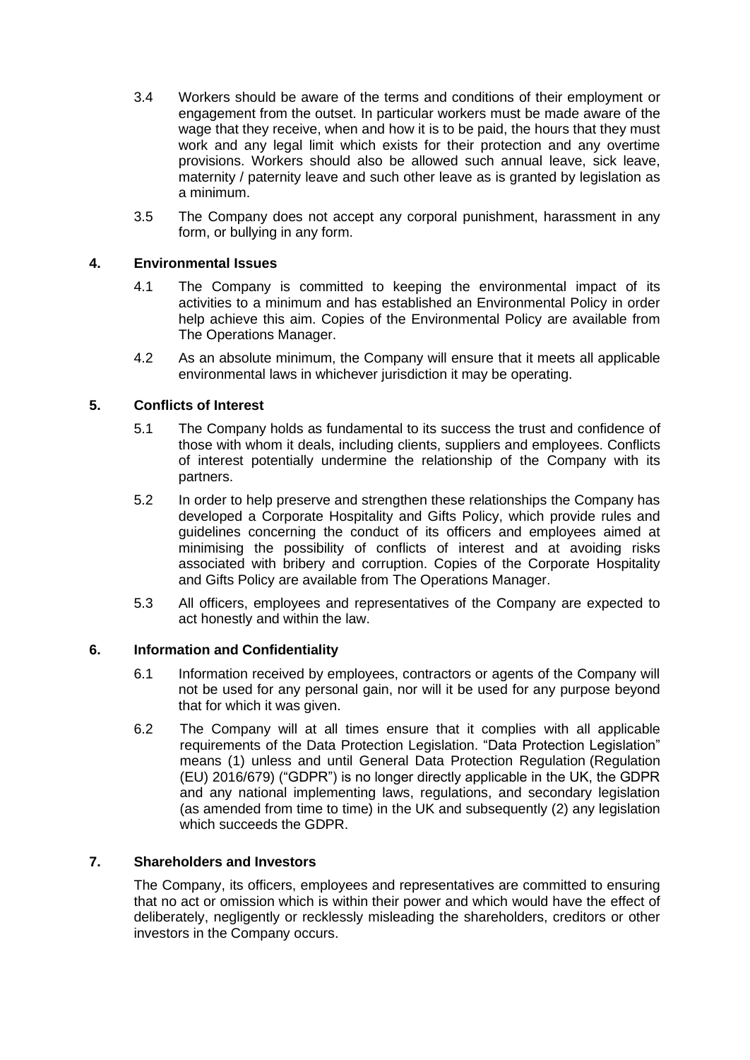3.4 Workers should be aware of the terms and conditions of their employment or engagement from the outset. In particular workers must be made aware of the wage that they receive, when and how it is to be paid, the hours that they must work and any legal limit which exists for their protection and any overtime provisions. Workers should also be allowed such annual leave, sick leave, maternity / paternity leave and such other leave as is granted by legislation as a minimum.

3.5 The Company does not accept any corporal punishment, harassment in any form, or bullying in any form.

## 4. Environmental Issues

4.1 The Company is committed to keeping the environmental impact of its activities to a minimum and has established an Environmental Policy in order help achieve this aim. Copies of the Environmental Policy are available from The Operations Manager.

4.2 As an absolute minimum, the Company will ensure that it meets all applicable environmental laws in whichever jurisdiction it may be operating.

## 5. Conflicts of Interest

5.1 The Company holds as fundamental to its success the trust and confidence of those with whom it deals, including clients, suppliers and employees. Conflicts of interest potentially undermine the relationship of the Company with its partners.

5.2 In order to help preserve and strengthen these relationships the Company has developed a Corporate Hospitality and Gifts Policy, which provide rules and guidelines concerning the conduct of its officers and employees aimed at minimising the possibility of conflicts of interest and at avoiding risks associated with bribery and corruption. Copies of the Corporate Hospitality and Gifts Policy are available from The Operations Manager.

5.3 All officers, employees and representatives of the Company are expected to act honestly and within the law.

## 6. Information and Confidentiality

6.1 Information received by employees, contractors or agents of the Company will not be used for any personal gain, nor will it be used for any purpose beyond that for which it was given.

6.2 The Company will at all times ensure that it complies with all applicable requirements of the Data Protection Legislation. "Data Protection Legislation" means (1) unless and until General Data Protection Regulation (Regulation (EU) 2016/679) ("GDPR") is no longer directly applicable in the UK, the GDPR and any national implementing laws, regulations, and secondary legislation (as amended from time to time) in the UK and subsequently (2) any legislation which succeeds the GDPR.

## 7. Shareholders and Investors

The Company, its officers, employees and representatives are committed to ensuring that no act or omission which is within their power and which would have the effect of deliberately, negligently or recklessly misleading the shareholders, creditors or other investors in the Company occurs.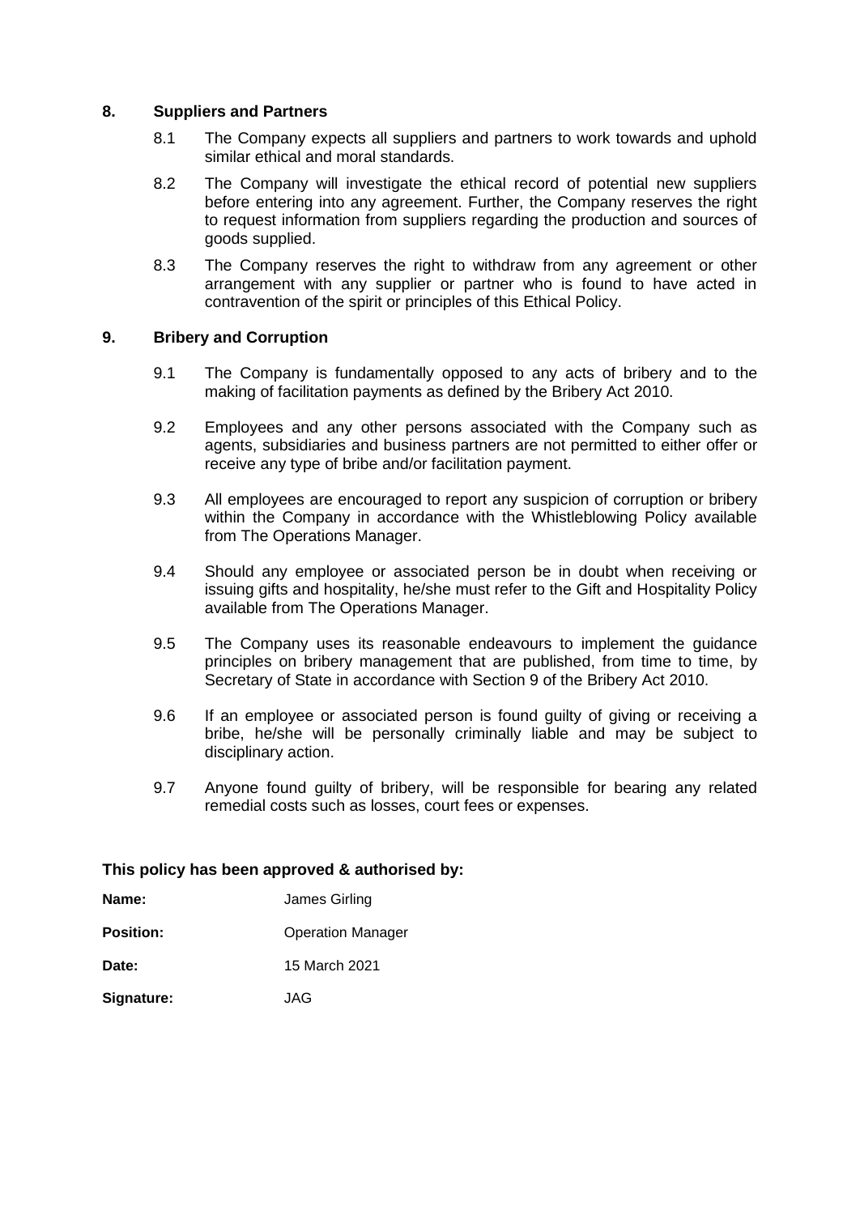## 8. Suppliers and Partners

8.1 The Company expects all suppliers and partners to work towards and uphold similar ethical and moral standards.

8.2 The Company will investigate the ethical record of potential new suppliers before entering into any agreement. Further, the Company reserves the right to request information from suppliers regarding the production and sources of goods supplied.

8.3 The Company reserves the right to withdraw from any agreement or other arrangement with any supplier or partner who is found to have acted in contravention of the spirit or principles of this Ethical Policy.

## 9. Bribery and Corruption

9.1 The Company is fundamentally opposed to any acts of bribery and to the making of facilitation payments as defined by the Bribery Act 2010.

9.2 Employees and any other persons associated with the Company such as agents, subsidiaries and business partners are not permitted to either offer or receive any type of bribe and/or facilitation payment.

9.3 All employees are encouraged to report any suspicion of corruption or bribery within the Company in accordance with the Whistleblowing Policy available from The Operations Manager.

9.4 Should any employee or associated person be in doubt when receiving or issuing gifts and hospitality, he/she must refer to the Gift and Hospitality Policy available from The Operations Manager.

9.5 The Company uses its reasonable endeavours to implement the guidance principles on bribery management that are published, from time to time, by Secretary of State in accordance with Section 9 of the Bribery Act 2010.

9.6 If an employee or associated person is found guilty of giving or receiving a bribe, he/she will be personally criminally liable and may be subject to disciplinary action.

9.7 Anyone found guilty of bribery, will be responsible for bearing any related remedial costs such as losses, court fees or expenses.

**This policy has been approved & authorised by:**

**Name:** James Girling

**Position:** Operation Manager

**Date:** 15 March 2021

**Signature:** JAG